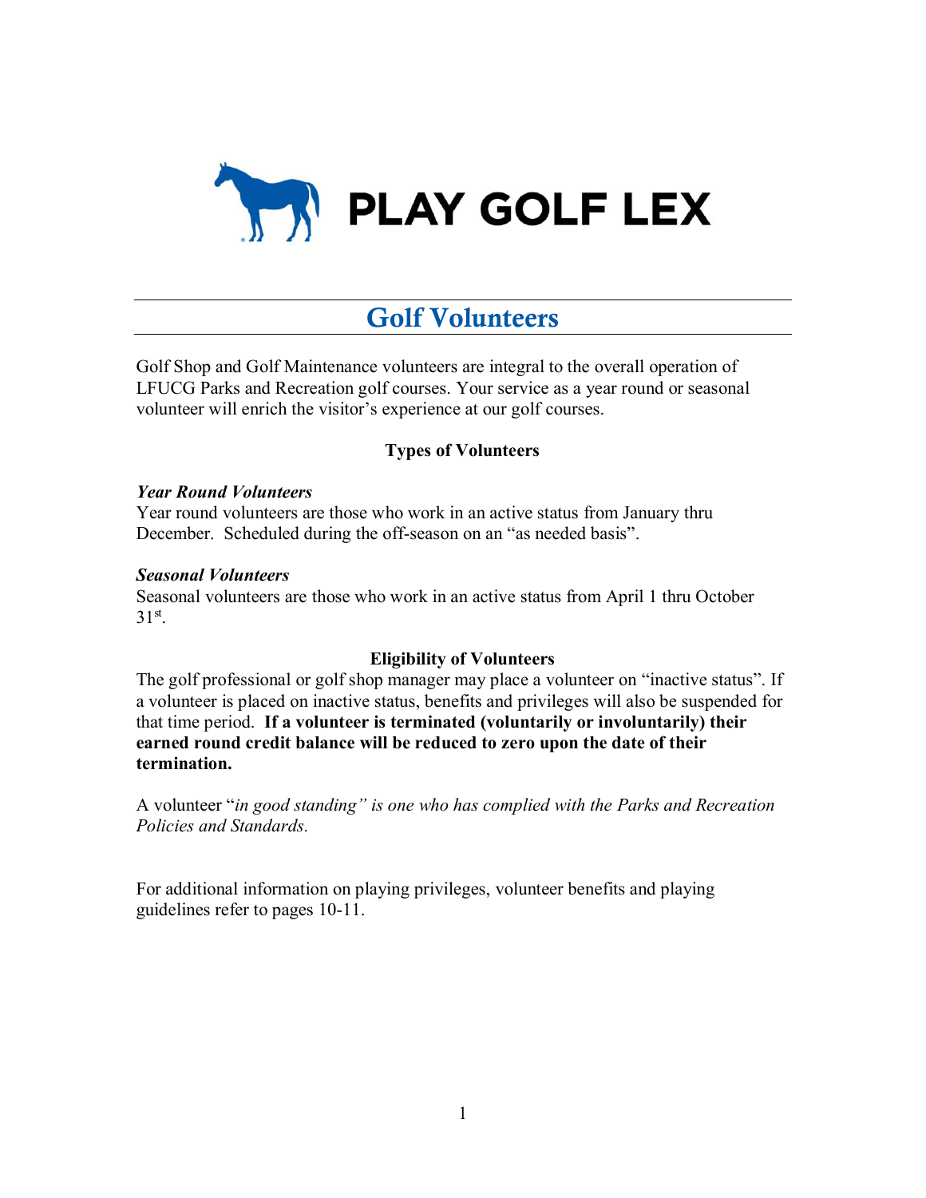PLAY GOLF LEX

# Golf Volunteers

Golf Shop and Golf Maintenance volunteers are integral to the overall operation of LFUCG Parks and Recreation golf courses. Your service as a year round or seasonal volunteer will enrich the visitor's experience at our golf courses.

## Types of Volunteers

***Year Round Volunteers***

Year round volunteers are those who work in an active status from January thru December. Scheduled during the off-season on an "as needed basis".

***Seasonal Volunteers***

Seasonal volunteers are those who work in an active status from April 1 thru October 31st.

## Eligibility of Volunteers

The golf professional or golf shop manager may place a volunteer on "inactive status". If a volunteer is placed on inactive status, benefits and privileges will also be suspended for that time period. **If a volunteer is terminated (voluntarily or involuntarily) their earned round credit balance will be reduced to zero upon the date of their termination.**

A volunteer "*in good standing" is one who has complied with the Parks and Recreation Policies and Standards.*

For additional information on playing privileges, volunteer benefits and playing guidelines refer to pages 10-11.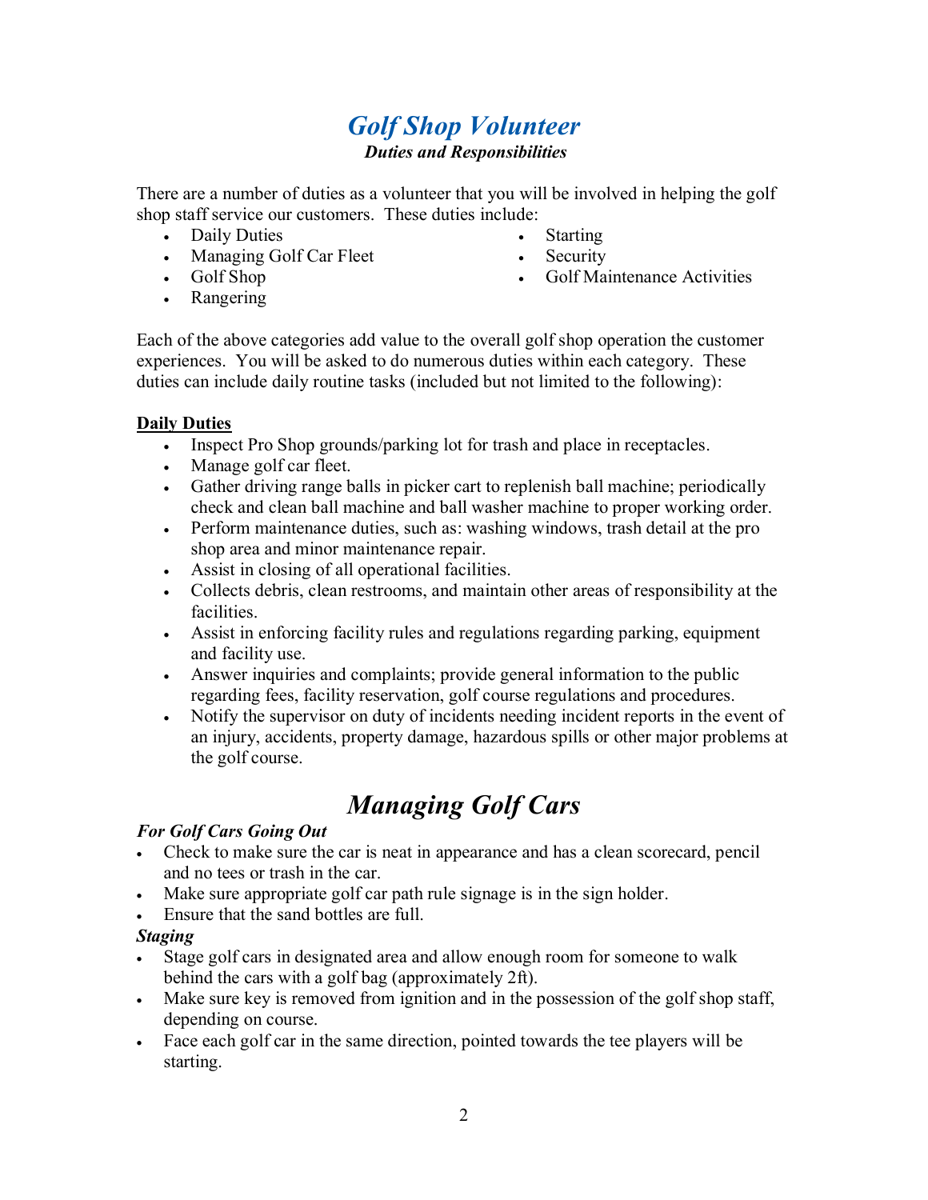# *Golf Shop Volunteer*

***Duties and Responsibilities***

There are a number of duties as a volunteer that you will be involved in helping the golf shop staff service our customers. These duties include:

- Daily Duties
- Managing Golf Car Fleet
- Golf Shop
- Rangering
- Starting
- Security
- Golf Maintenance Activities

Each of the above categories add value to the overall golf shop operation the customer experiences. You will be asked to do numerous duties within each category. These duties can include daily routine tasks (included but not limited to the following):

**Daily Duties**

- Inspect Pro Shop grounds/parking lot for trash and place in receptacles.
- Manage golf car fleet.
- Gather driving range balls in picker cart to replenish ball machine; periodically check and clean ball machine and ball washer machine to proper working order.
- Perform maintenance duties, such as: washing windows, trash detail at the pro shop area and minor maintenance repair.
- Assist in closing of all operational facilities.
- Collects debris, clean restrooms, and maintain other areas of responsibility at the facilities.
- Assist in enforcing facility rules and regulations regarding parking, equipment and facility use.
- Answer inquiries and complaints; provide general information to the public regarding fees, facility reservation, golf course regulations and procedures.
- Notify the supervisor on duty of incidents needing incident reports in the event of an injury, accidents, property damage, hazardous spills or other major problems at the golf course.

# *Managing Golf Cars*

***For Golf Cars Going Out***

- Check to make sure the car is neat in appearance and has a clean scorecard, pencil and no tees or trash in the car.
- Make sure appropriate golf car path rule signage is in the sign holder.
- Ensure that the sand bottles are full.

***Staging***

- Stage golf cars in designated area and allow enough room for someone to walk behind the cars with a golf bag (approximately 2ft).
- Make sure key is removed from ignition and in the possession of the golf shop staff, depending on course.
- Face each golf car in the same direction, pointed towards the tee players will be starting.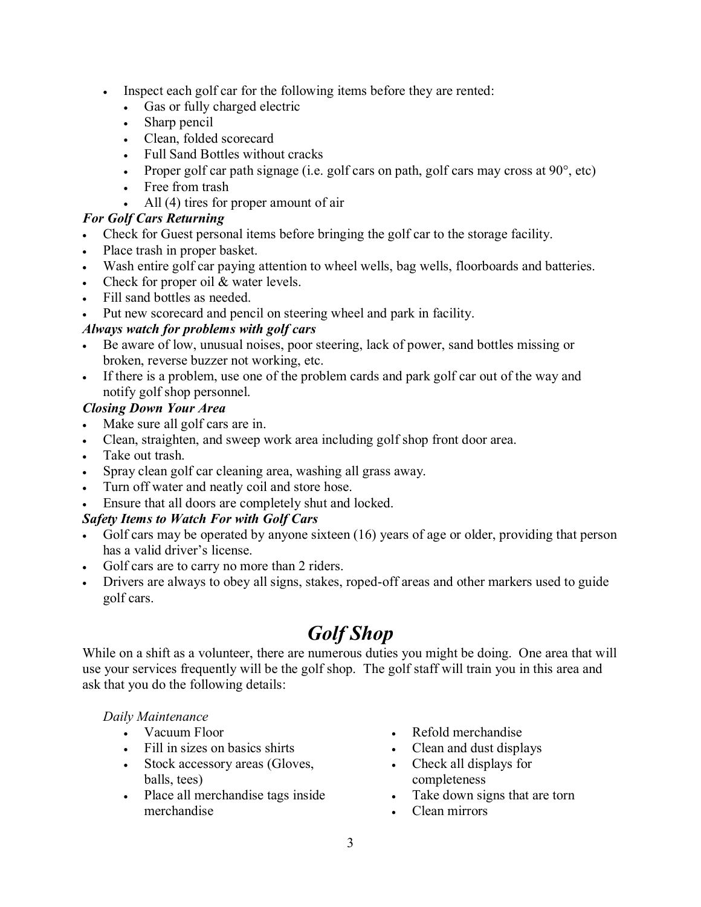- Inspect each golf car for the following items before they are rented:
  - Gas or fully charged electric
  - Sharp pencil
  - Clean, folded scorecard
  - Full Sand Bottles without cracks
  - Proper golf car path signage (i.e. golf cars on path, golf cars may cross at 90°, etc)
  - Free from trash
  - All (4) tires for proper amount of air

***For Golf Cars Returning***

- Check for Guest personal items before bringing the golf car to the storage facility.
- Place trash in proper basket.
- Wash entire golf car paying attention to wheel wells, bag wells, floorboards and batteries.
- Check for proper oil & water levels.
- Fill sand bottles as needed.
- Put new scorecard and pencil on steering wheel and park in facility.

***Always watch for problems with golf cars***

- Be aware of low, unusual noises, poor steering, lack of power, sand bottles missing or broken, reverse buzzer not working, etc.
- If there is a problem, use one of the problem cards and park golf car out of the way and notify golf shop personnel.

***Closing Down Your Area***

- Make sure all golf cars are in.
- Clean, straighten, and sweep work area including golf shop front door area.
- Take out trash.
- Spray clean golf car cleaning area, washing all grass away.
- Turn off water and neatly coil and store hose.
- Ensure that all doors are completely shut and locked.

***Safety Items to Watch For with Golf Cars***

- Golf cars may be operated by anyone sixteen (16) years of age or older, providing that person has a valid driver's license.
- Golf cars are to carry no more than 2 riders.
- Drivers are always to obey all signs, stakes, roped-off areas and other markers used to guide golf cars.

# *Golf Shop*

While on a shift as a volunteer, there are numerous duties you might be doing. One area that will use your services frequently will be the golf shop. The golf staff will train you in this area and ask that you do the following details:

*Daily Maintenance*

- Vacuum Floor
- Fill in sizes on basics shirts
- Stock accessory areas (Gloves, balls, tees)
- Place all merchandise tags inside merchandise
- Refold merchandise
- Clean and dust displays
- Check all displays for completeness
- Take down signs that are torn
- Clean mirrors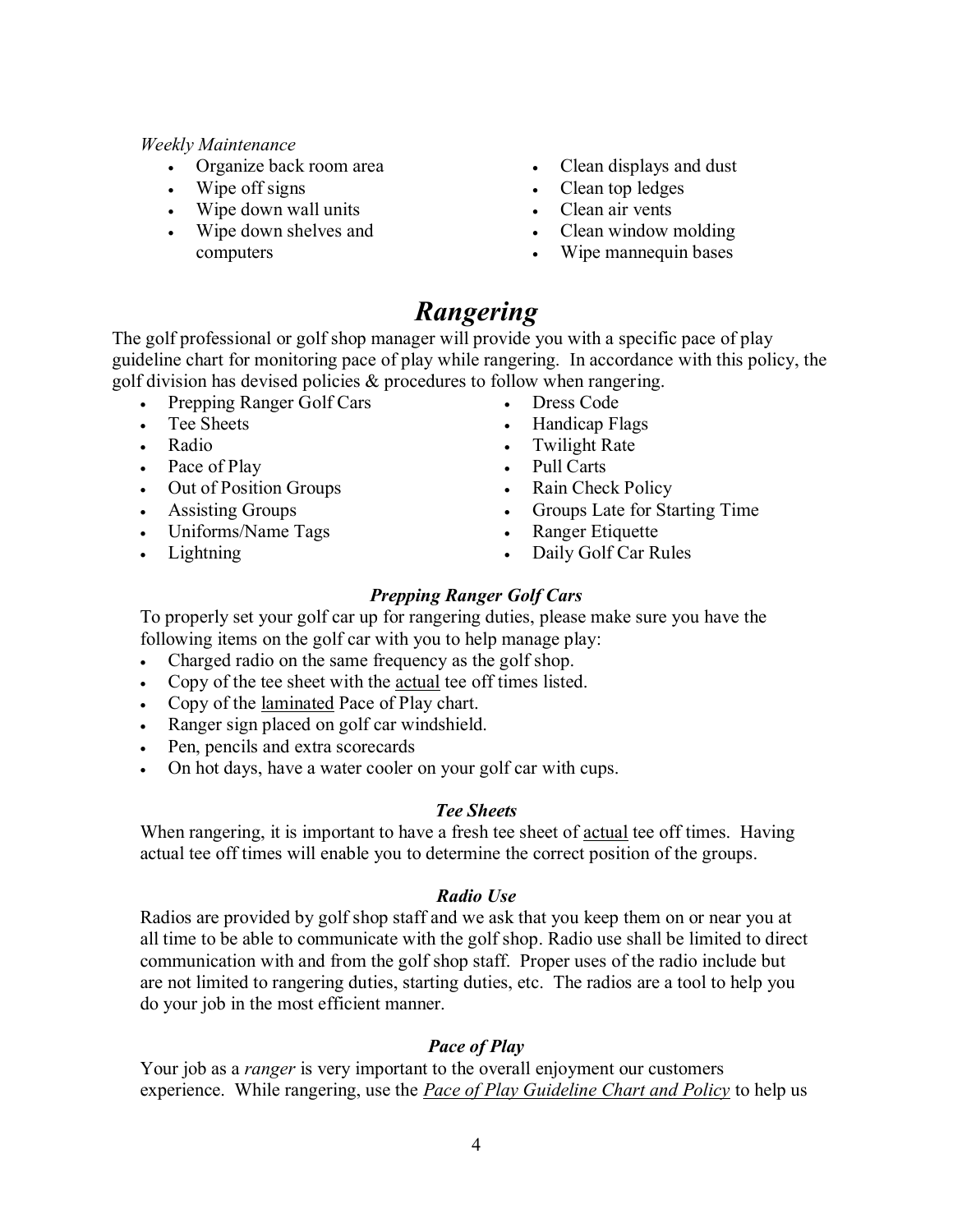*Weekly Maintenance*

- Organize back room area
- Wipe off signs
- Wipe down wall units
- Wipe down shelves and computers
- Clean displays and dust
- Clean top ledges
- Clean air vents
- Clean window molding
- Wipe mannequin bases

# *Rangering*

The golf professional or golf shop manager will provide you with a specific pace of play guideline chart for monitoring pace of play while rangering. In accordance with this policy, the golf division has devised policies & procedures to follow when rangering.

- Prepping Ranger Golf Cars
- Tee Sheets
- Radio
- Pace of Play
- Out of Position Groups
- Assisting Groups
- Uniforms/Name Tags
- Lightning
- Dress Code
- Handicap Flags
- Twilight Rate
- Pull Carts
- Rain Check Policy
- Groups Late for Starting Time
- Ranger Etiquette
- Daily Golf Car Rules

### ***Prepping Ranger Golf Cars***

To properly set your golf car up for rangering duties, please make sure you have the following items on the golf car with you to help manage play:

- Charged radio on the same frequency as the golf shop.
- Copy of the tee sheet with the actual tee off times listed.
- Copy of the laminated Pace of Play chart.
- Ranger sign placed on golf car windshield.
- Pen, pencils and extra scorecards
- On hot days, have a water cooler on your golf car with cups.

### ***Tee Sheets***

When rangering, it is important to have a fresh tee sheet of actual tee off times. Having actual tee off times will enable you to determine the correct position of the groups.

### ***Radio Use***

Radios are provided by golf shop staff and we ask that you keep them on or near you at all time to be able to communicate with the golf shop. Radio use shall be limited to direct communication with and from the golf shop staff. Proper uses of the radio include but are not limited to rangering duties, starting duties, etc. The radios are a tool to help you do your job in the most efficient manner.

### ***Pace of Play***

Your job as a *ranger* is very important to the overall enjoyment our customers experience. While rangering, use the *Pace of Play Guideline Chart and Policy* to help us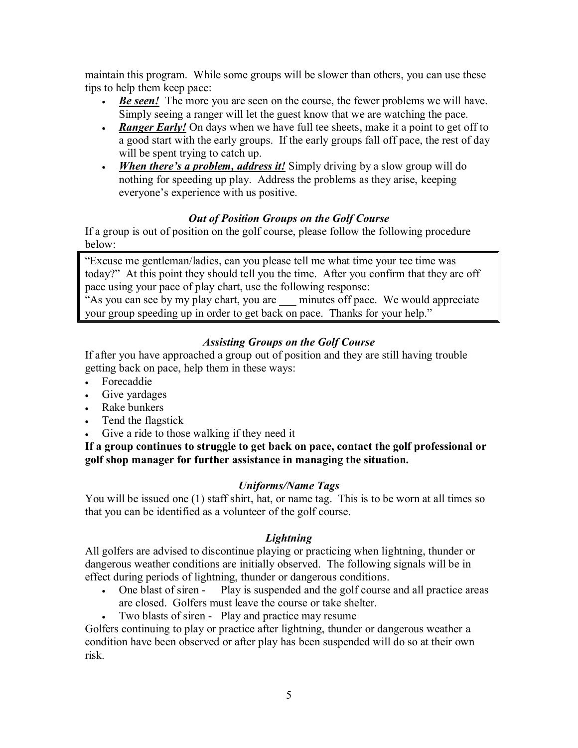maintain this program. While some groups will be slower than others, you can use these tips to help them keep pace:

- ***Be seen!*** The more you are seen on the course, the fewer problems we will have. Simply seeing a ranger will let the guest know that we are watching the pace.
- ***Ranger Early!*** On days when we have full tee sheets, make it a point to get off to a good start with the early groups. If the early groups fall off pace, the rest of day will be spent trying to catch up.
- ***When there's a problem, address it!*** Simply driving by a slow group will do nothing for speeding up play. Address the problems as they arise, keeping everyone's experience with us positive.

### *Out of Position Groups on the Golf Course*

If a group is out of position on the golf course, please follow the following procedure below:

> "Excuse me gentleman/ladies, can you please tell me what time your tee time was today?" At this point they should tell you the time. After you confirm that they are off pace using your pace of play chart, use the following response:
> "As you can see by my play chart, you are ___ minutes off pace. We would appreciate your group speeding up in order to get back on pace. Thanks for your help."

### *Assisting Groups on the Golf Course*

If after you have approached a group out of position and they are still having trouble getting back on pace, help them in these ways:

- Forecaddie
- Give yardages
- Rake bunkers
- Tend the flagstick
- Give a ride to those walking if they need it

**If a group continues to struggle to get back on pace, contact the golf professional or golf shop manager for further assistance in managing the situation.**

### *Uniforms/Name Tags*

You will be issued one (1) staff shirt, hat, or name tag. This is to be worn at all times so that you can be identified as a volunteer of the golf course.

### *Lightning*

All golfers are advised to discontinue playing or practicing when lightning, thunder or dangerous weather conditions are initially observed. The following signals will be in effect during periods of lightning, thunder or dangerous conditions.

- One blast of siren - Play is suspended and the golf course and all practice areas are closed. Golfers must leave the course or take shelter.
- Two blasts of siren - Play and practice may resume

Golfers continuing to play or practice after lightning, thunder or dangerous weather a condition have been observed or after play has been suspended will do so at their own risk.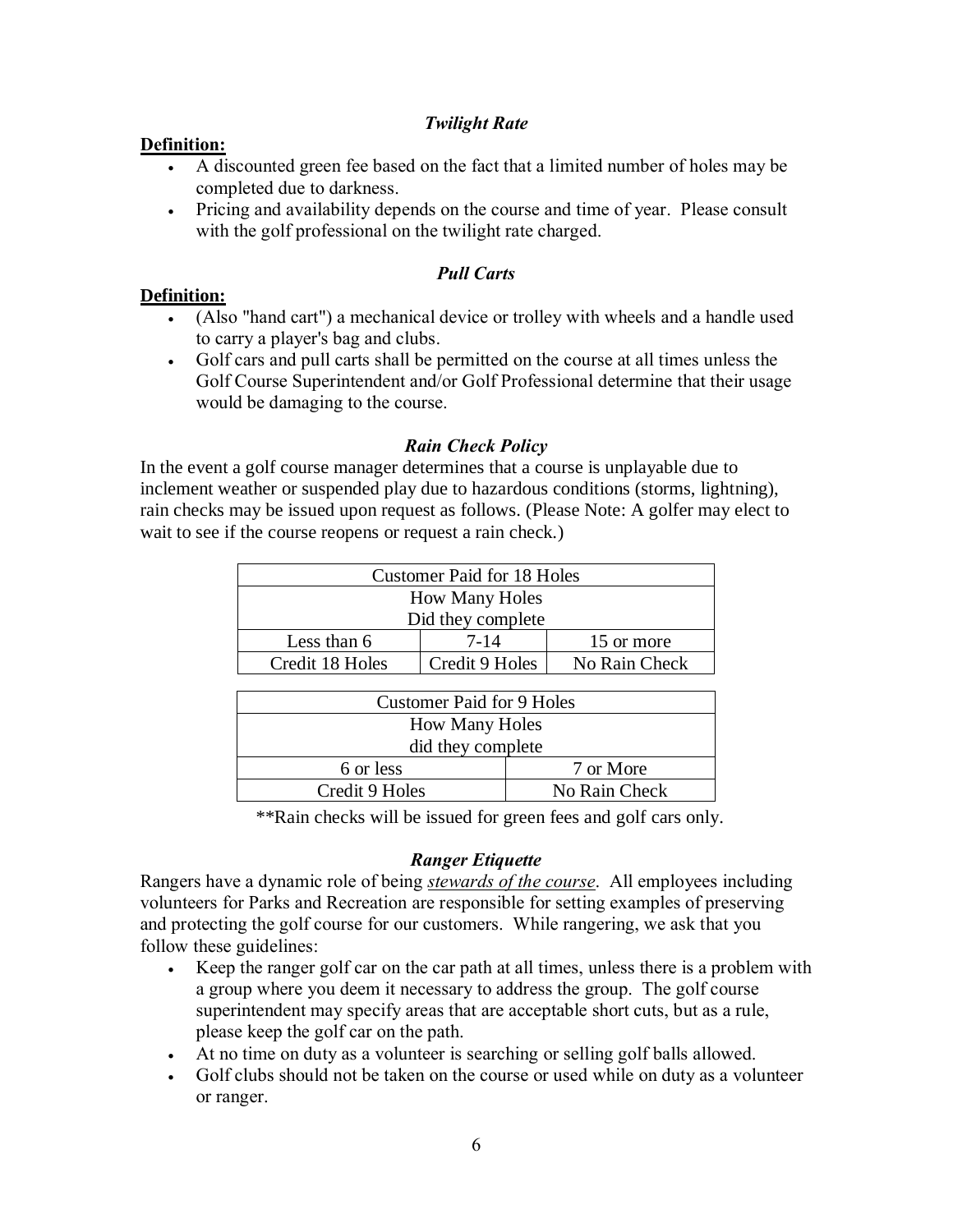### *Twilight Rate*

**Definition:**

- A discounted green fee based on the fact that a limited number of holes may be completed due to darkness.
- Pricing and availability depends on the course and time of year. Please consult with the golf professional on the twilight rate charged.

### *Pull Carts*

**Definition:**

- (Also "hand cart") a mechanical device or trolley with wheels and a handle used to carry a player's bag and clubs.
- Golf cars and pull carts shall be permitted on the course at all times unless the Golf Course Superintendent and/or Golf Professional determine that their usage would be damaging to the course.

### *Rain Check Policy*

In the event a golf course manager determines that a course is unplayable due to inclement weather or suspended play due to hazardous conditions (storms, lightning), rain checks may be issued upon request as follows. (Please Note: A golfer may elect to wait to see if the course reopens or request a rain check.)

| Customer Paid for 18 Holes | | |
|---|---|---|
| How Many Holes Did they complete | | |
| Less than 6 | 7-14 | 15 or more |
| Credit 18 Holes | Credit 9 Holes | No Rain Check |

| Customer Paid for 9 Holes | |
|---|---|
| How Many Holes did they complete | |
| 6 or less | 7 or More |
| Credit 9 Holes | No Rain Check |

**Rain checks will be issued for green fees and golf cars only.

### *Ranger Etiquette*

Rangers have a dynamic role of being *stewards of the course*. All employees including volunteers for Parks and Recreation are responsible for setting examples of preserving and protecting the golf course for our customers. While rangering, we ask that you follow these guidelines:

- Keep the ranger golf car on the car path at all times, unless there is a problem with a group where you deem it necessary to address the group. The golf course superintendent may specify areas that are acceptable short cuts, but as a rule, please keep the golf car on the path.
- At no time on duty as a volunteer is searching or selling golf balls allowed.
- Golf clubs should not be taken on the course or used while on duty as a volunteer or ranger.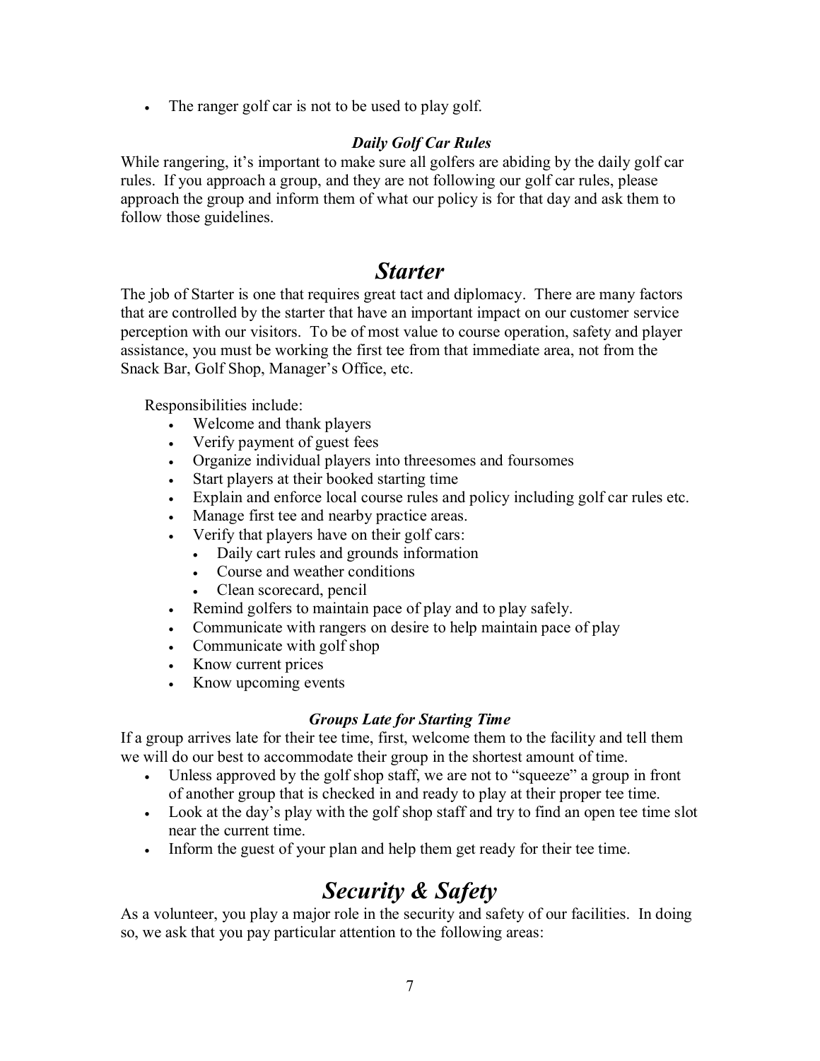- The ranger golf car is not to be used to play golf.

### *Daily Golf Car Rules*

While rangering, it's important to make sure all golfers are abiding by the daily golf car rules. If you approach a group, and they are not following our golf car rules, please approach the group and inform them of what our policy is for that day and ask them to follow those guidelines.

## *Starter*

The job of Starter is one that requires great tact and diplomacy. There are many factors that are controlled by the starter that have an important impact on our customer service perception with our visitors. To be of most value to course operation, safety and player assistance, you must be working the first tee from that immediate area, not from the Snack Bar, Golf Shop, Manager's Office, etc.

Responsibilities include:

- Welcome and thank players
- Verify payment of guest fees
- Organize individual players into threesomes and foursomes
- Start players at their booked starting time
- Explain and enforce local course rules and policy including golf car rules etc.
- Manage first tee and nearby practice areas.
- Verify that players have on their golf cars:
  - Daily cart rules and grounds information
  - Course and weather conditions
  - Clean scorecard, pencil
- Remind golfers to maintain pace of play and to play safely.
- Communicate with rangers on desire to help maintain pace of play
- Communicate with golf shop
- Know current prices
- Know upcoming events

### *Groups Late for Starting Time*

If a group arrives late for their tee time, first, welcome them to the facility and tell them we will do our best to accommodate their group in the shortest amount of time.

- Unless approved by the golf shop staff, we are not to "squeeze" a group in front of another group that is checked in and ready to play at their proper tee time.
- Look at the day's play with the golf shop staff and try to find an open tee time slot near the current time.
- Inform the guest of your plan and help them get ready for their tee time.

## *Security & Safety*

As a volunteer, you play a major role in the security and safety of our facilities. In doing so, we ask that you pay particular attention to the following areas: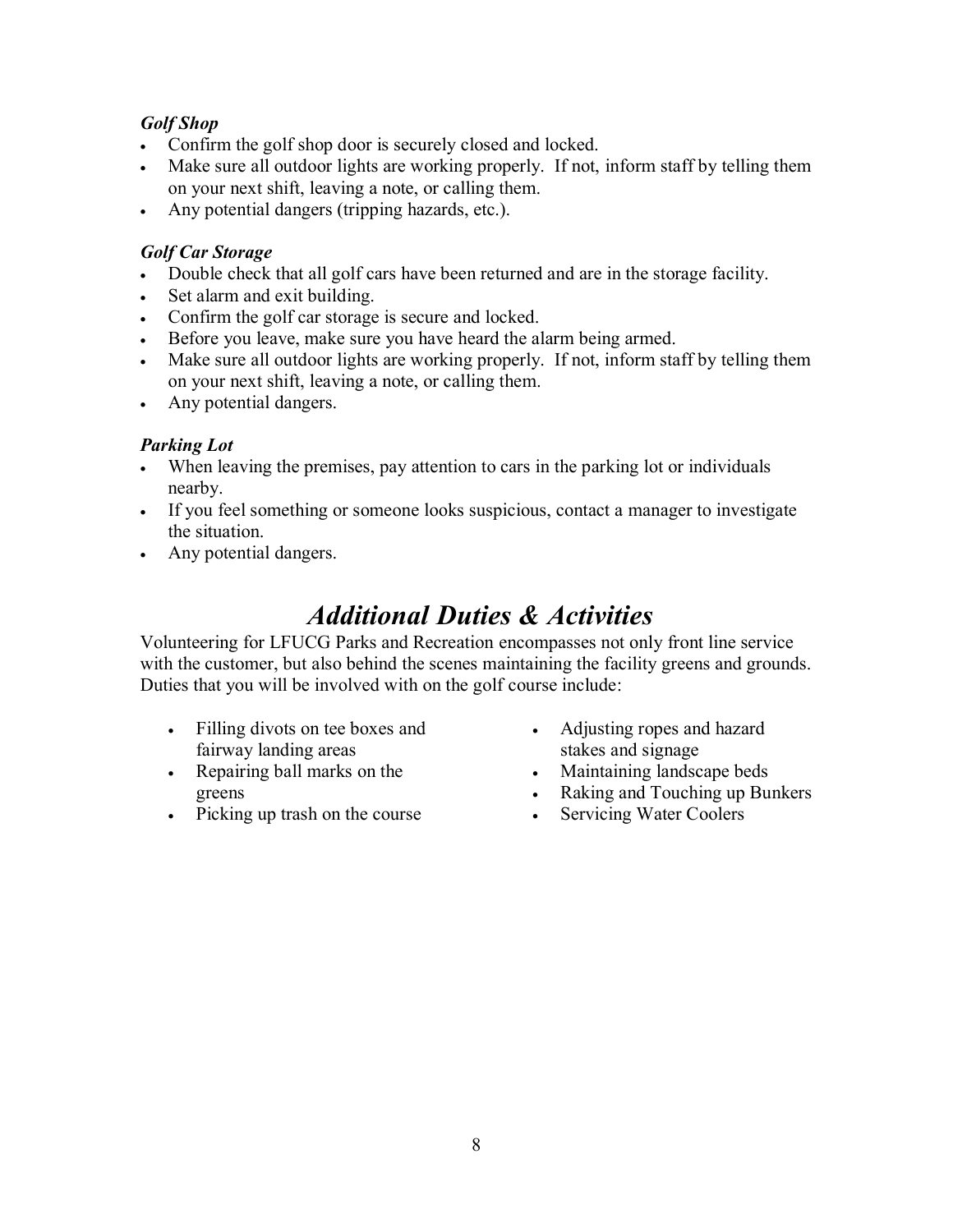***Golf Shop***

- Confirm the golf shop door is securely closed and locked.
- Make sure all outdoor lights are working properly. If not, inform staff by telling them on your next shift, leaving a note, or calling them.
- Any potential dangers (tripping hazards, etc.).

***Golf Car Storage***

- Double check that all golf cars have been returned and are in the storage facility.
- Set alarm and exit building.
- Confirm the golf car storage is secure and locked.
- Before you leave, make sure you have heard the alarm being armed.
- Make sure all outdoor lights are working properly. If not, inform staff by telling them on your next shift, leaving a note, or calling them.
- Any potential dangers.

***Parking Lot***

- When leaving the premises, pay attention to cars in the parking lot or individuals nearby.
- If you feel something or someone looks suspicious, contact a manager to investigate the situation.
- Any potential dangers.

# *Additional Duties & Activities*

Volunteering for LFUCG Parks and Recreation encompasses not only front line service with the customer, but also behind the scenes maintaining the facility greens and grounds. Duties that you will be involved with on the golf course include:

- Filling divots on tee boxes and fairway landing areas
- Repairing ball marks on the greens
- Picking up trash on the course
- Adjusting ropes and hazard stakes and signage
- Maintaining landscape beds
- Raking and Touching up Bunkers
- Servicing Water Coolers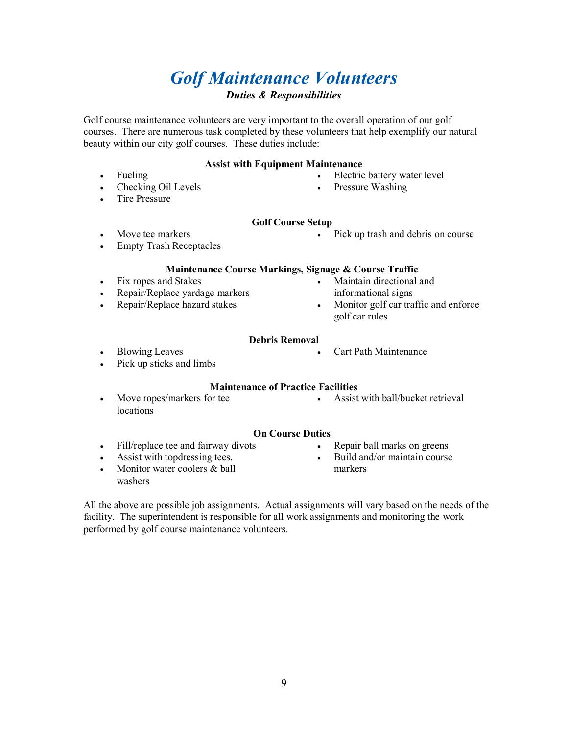# *Golf Maintenance Volunteers*

***Duties & Responsibilities***

Golf course maintenance volunteers are very important to the overall operation of our golf courses. There are numerous task completed by these volunteers that help exemplify our natural beauty within our city golf courses. These duties include:

**Assist with Equipment Maintenance**

- Fueling
- Checking Oil Levels
- Tire Pressure
- Electric battery water level
- Pressure Washing

**Golf Course Setup**

- Move tee markers
- Empty Trash Receptacles
- Pick up trash and debris on course

**Maintenance Course Markings, Signage & Course Traffic**

- Fix ropes and Stakes
- Repair/Replace yardage markers
- Repair/Replace hazard stakes
- Maintain directional and informational signs
- Monitor golf car traffic and enforce golf car rules

**Debris Removal**

- Blowing Leaves
- Pick up sticks and limbs
- Cart Path Maintenance

**Maintenance of Practice Facilities**

- Move ropes/markers for tee locations
- Assist with ball/bucket retrieval

**On Course Duties**

- Fill/replace tee and fairway divots
- Assist with topdressing tees.
- Monitor water coolers & ball washers
- Repair ball marks on greens
- Build and/or maintain course markers

All the above are possible job assignments. Actual assignments will vary based on the needs of the facility. The superintendent is responsible for all work assignments and monitoring the work performed by golf course maintenance volunteers.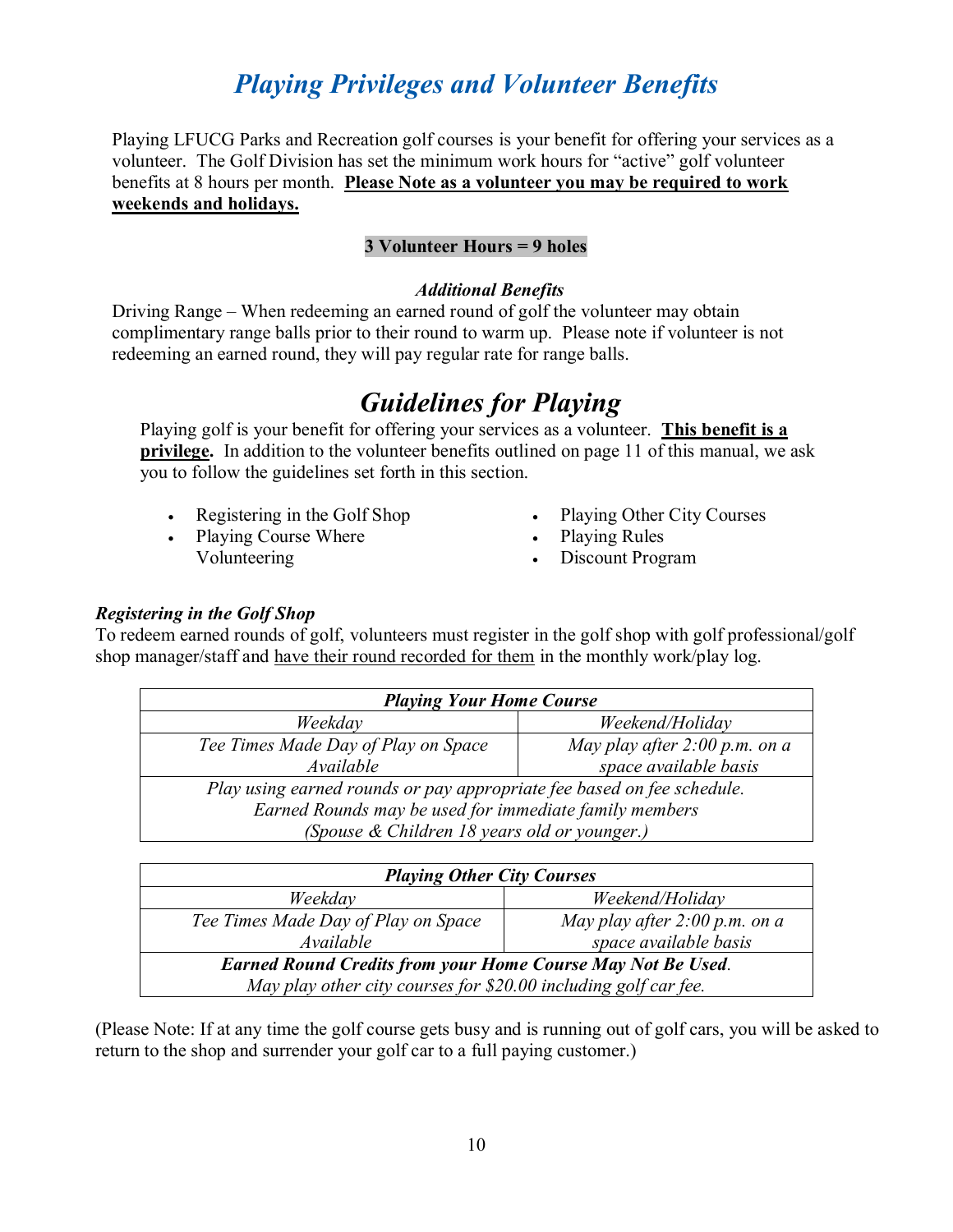# *Playing Privileges and Volunteer Benefits*

Playing LFUCG Parks and Recreation golf courses is your benefit for offering your services as a volunteer. The Golf Division has set the minimum work hours for "active" golf volunteer benefits at 8 hours per month. **Please Note as a volunteer you may be required to work weekends and holidays.**

**3 Volunteer Hours = 9 holes**

***Additional Benefits***

Driving Range – When redeeming an earned round of golf the volunteer may obtain complimentary range balls prior to their round to warm up. Please note if volunteer is not redeeming an earned round, they will pay regular rate for range balls.

# *Guidelines for Playing*

Playing golf is your benefit for offering your services as a volunteer. **This benefit is a privilege.** In addition to the volunteer benefits outlined on page 11 of this manual, we ask you to follow the guidelines set forth in this section.

- Registering in the Golf Shop
- Playing Course Where Volunteering
- Playing Other City Courses
- Playing Rules
- Discount Program

***Registering in the Golf Shop***

To redeem earned rounds of golf, volunteers must register in the golf shop with golf professional/golf shop manager/staff and have their round recorded for them in the monthly work/play log.

| ***Playing Your Home Course*** | |
|---|---|
| *Weekday* | *Weekend/Holiday* |
| *Tee Times Made Day of Play on Space Available* | *May play after 2:00 p.m. on a space available basis* |
| *Play using earned rounds or pay appropriate fee based on fee schedule. Earned Rounds may be used for immediate family members (Spouse & Children 18 years old or younger.)* | |

| ***Playing Other City Courses*** | |
|---|---|
| *Weekday* | *Weekend/Holiday* |
| *Tee Times Made Day of Play on Space Available* | *May play after 2:00 p.m. on a space available basis* |
| ***Earned Round Credits from your Home Course May Not Be Used.*** *May play other city courses for $20.00 including golf car fee.* | |

(Please Note: If at any time the golf course gets busy and is running out of golf cars, you will be asked to return to the shop and surrender your golf car to a full paying customer.)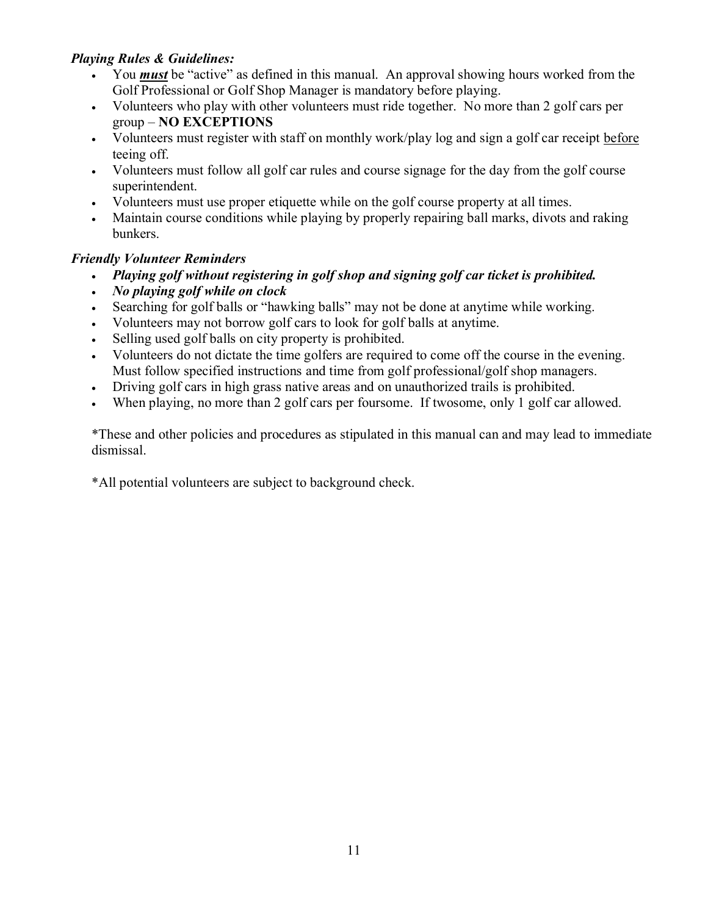***Playing Rules & Guidelines:***

- You ***must*** be "active" as defined in this manual. An approval showing hours worked from the Golf Professional or Golf Shop Manager is mandatory before playing.
- Volunteers who play with other volunteers must ride together. No more than 2 golf cars per group – **NO EXCEPTIONS**
- Volunteers must register with staff on monthly work/play log and sign a golf car receipt <u>before</u> teeing off.
- Volunteers must follow all golf car rules and course signage for the day from the golf course superintendent.
- Volunteers must use proper etiquette while on the golf course property at all times.
- Maintain course conditions while playing by properly repairing ball marks, divots and raking bunkers.

***Friendly Volunteer Reminders***

- ***Playing golf without registering in golf shop and signing golf car ticket is prohibited.***
- ***No playing golf while on clock***
- Searching for golf balls or "hawking balls" may not be done at anytime while working.
- Volunteers may not borrow golf cars to look for golf balls at anytime.
- Selling used golf balls on city property is prohibited.
- Volunteers do not dictate the time golfers are required to come off the course in the evening. Must follow specified instructions and time from golf professional/golf shop managers.
- Driving golf cars in high grass native areas and on unauthorized trails is prohibited.
- When playing, no more than 2 golf cars per foursome. If twosome, only 1 golf car allowed.

*These and other policies and procedures as stipulated in this manual can and may lead to immediate dismissal.

*All potential volunteers are subject to background check.